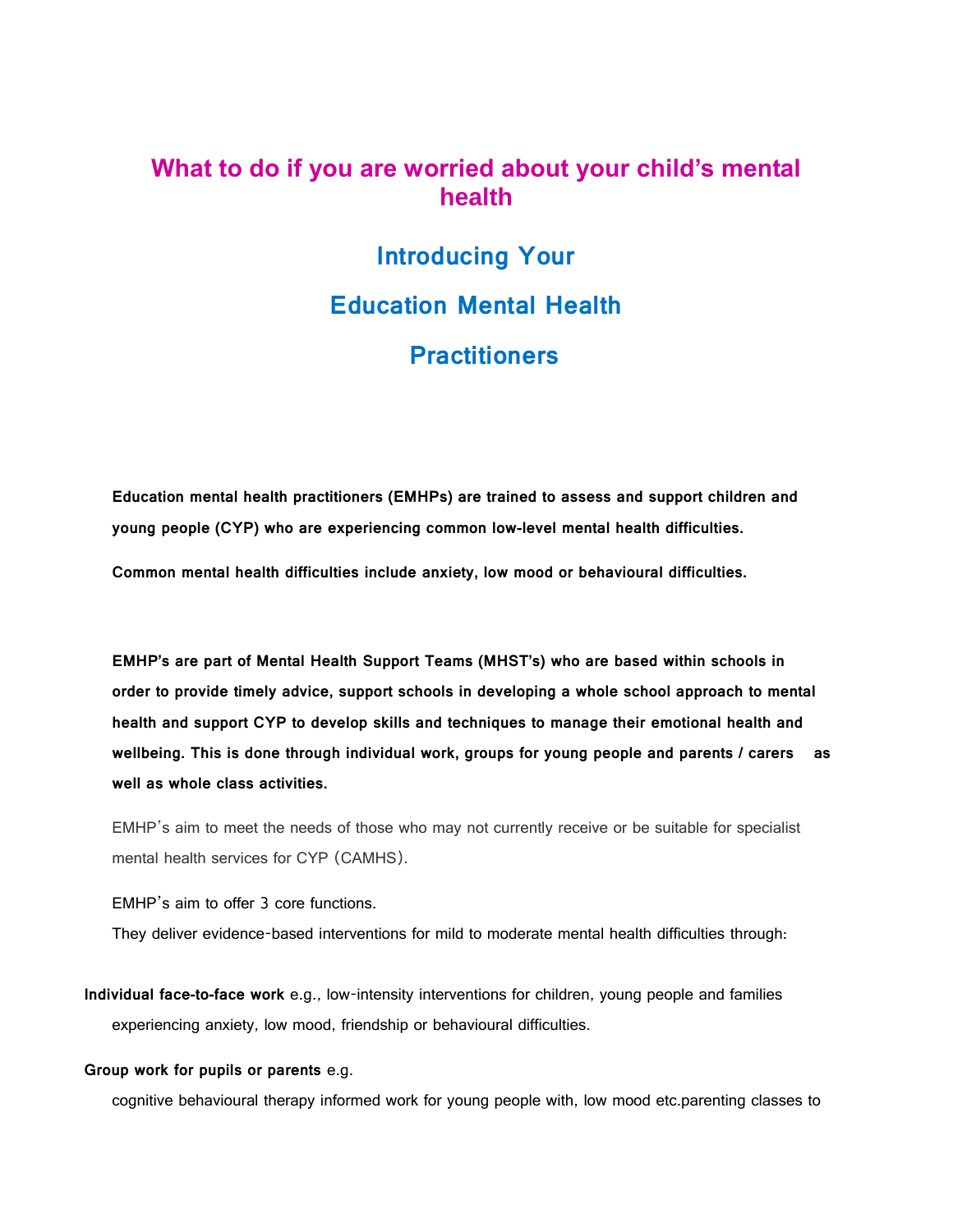# What to do if you are worried about your child's mental health

## Introducing Your

## Education Mental Health

## Practitioners

**Education mental health practitioners (EMHPs) are trained to assess and support children and young people (CYP) who are experiencing common low-level mental health difficulties.**

**Common mental health difficulties include anxiety, low mood or behavioural difficulties.**

**EMHP's are part of Mental Health Support Teams (MHST's) who are based within schools in order to provide timely advice, support schools in developing a whole school approach to mental health and support CYP to develop skills and techniques to manage their emotional health and wellbeing. This is done through individual work, groups for young people and parents / carers as well as whole class activities.**

EMHP's aim to meet the needs of those who may not currently receive or be suitable for specialist mental health services for CYP (CAMHS).

EMHP's aim to offer 3 core functions.
They deliver evidence-based interventions for mild to moderate mental health difficulties through:

**Individual face-to-face work** e.g., low-intensity interventions for children, young people and families experiencing anxiety, low mood, friendship or behavioural difficulties.

**Group work for pupils or parents** e.g.
cognitive behavioural therapy informed work for young people with, low mood etc.parenting classes to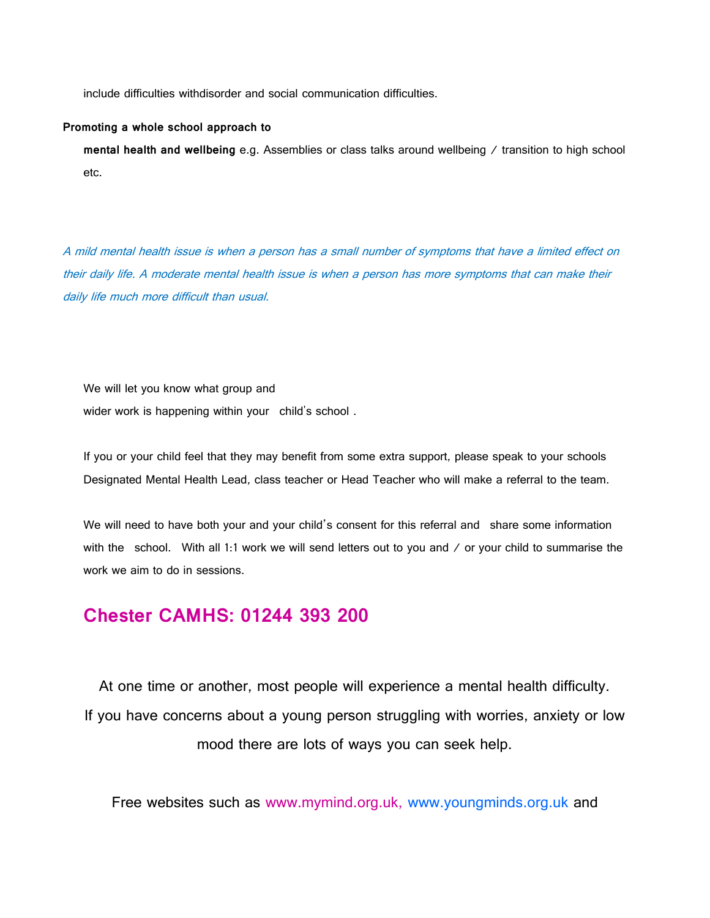include difficulties withdisorder and social communication difficulties.

**Promoting a whole school approach to**

**mental health and wellbeing** e.g. Assemblies or class talks around wellbeing / transition to high school etc.

*A mild mental health issue is when a person has a small number of symptoms that have a limited effect on their daily life. A moderate mental health issue is when a person has more symptoms that can make their daily life much more difficult than usual.*

We will let you know what group and wider work is happening within your child's school .

If you or your child feel that they may benefit from some extra support, please speak to your schools Designated Mental Health Lead, class teacher or Head Teacher who will make a referral to the team.

We will need to have both your and your child's consent for this referral and share some information with the school. With all 1:1 work we will send letters out to you and / or your child to summarise the work we aim to do in sessions.

## Chester CAMHS: 01244 393 200

At one time or another, most people will experience a mental health difficulty. If you have concerns about a young person struggling with worries, anxiety or low mood there are lots of ways you can seek help.

Free websites such as www.mymind.org.uk, www.youngminds.org.uk and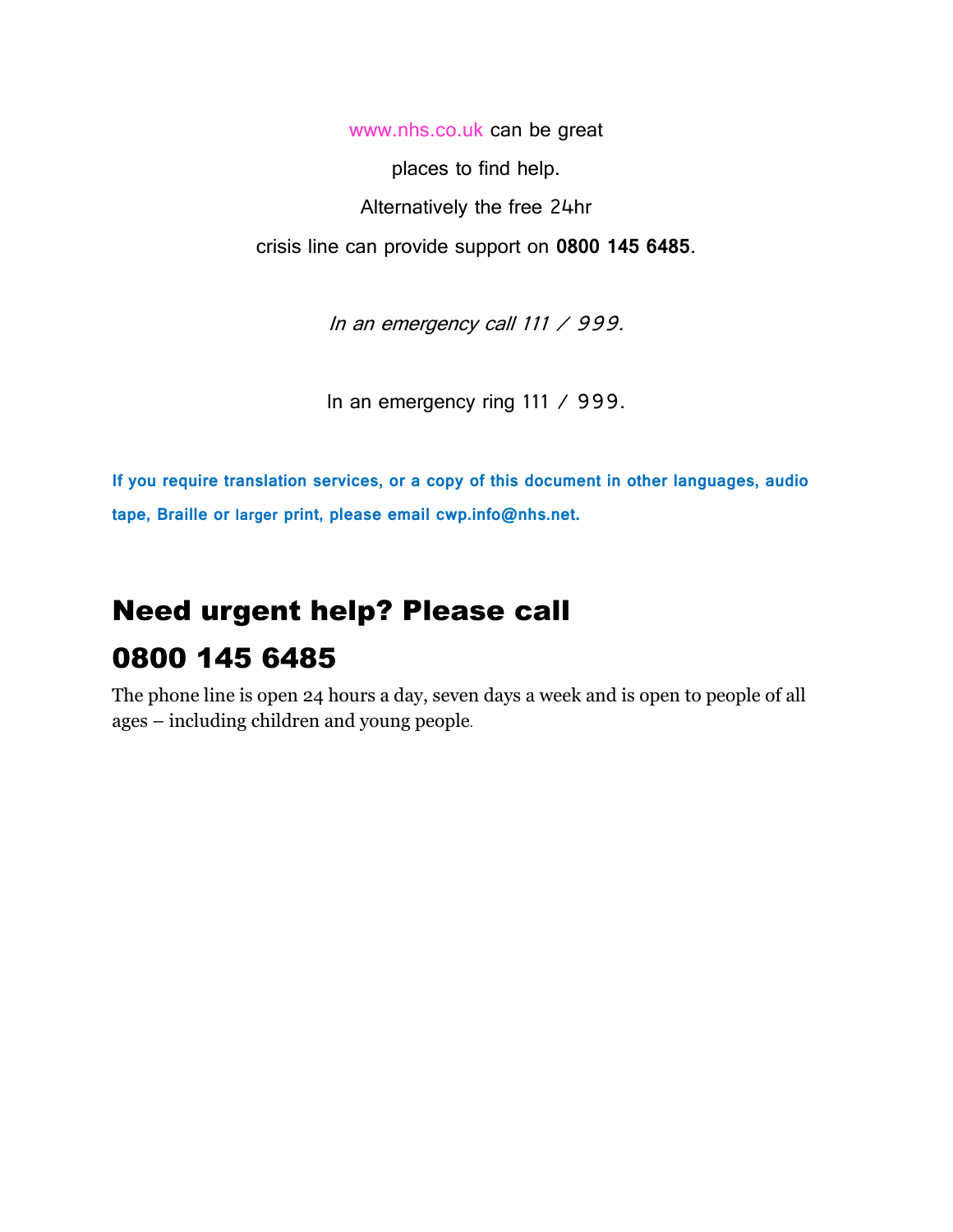www.nhs.co.uk can be great

places to find help.

Alternatively the free 24hr

crisis line can provide support on **0800 145 6485**.

*In an emergency call 111 / 999.*

In an emergency ring 111 / 999.

**If you require translation services, or a copy of this document in other languages, audio tape, Braille or larger print, please email cwp.info@nhs.net.**

## Need urgent help? Please call 0800 145 6485

The phone line is open 24 hours a day, seven days a week and is open to people of all ages – including children and young people.